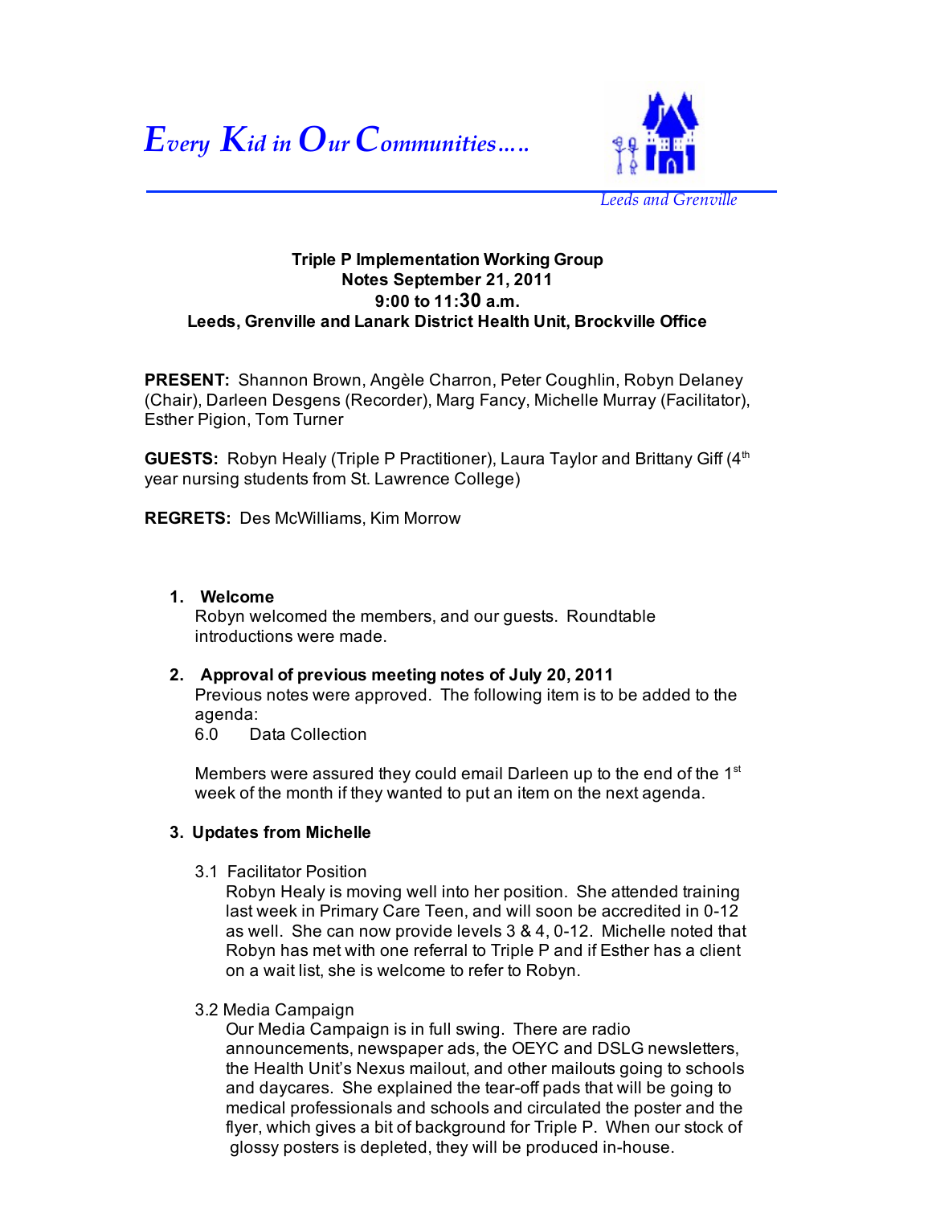*Every Kid in Our Communities.....*

*Leeds and Grenville*

**Triple P Implementation Working Group**
**Notes September 21, 2011**
**9:00 to 11:30 a.m.**
**Leeds, Grenville and Lanark District Health Unit, Brockville Office**

**PRESENT:** Shannon Brown, Angèle Charron, Peter Coughlin, Robyn Delaney (Chair), Darleen Desgens (Recorder), Marg Fancy, Michelle Murray (Facilitator), Esther Pigion, Tom Turner

**GUESTS:** Robyn Healy (Triple P Practitioner), Laura Taylor and Brittany Giff (4th year nursing students from St. Lawrence College)

**REGRETS:** Des McWilliams, Kim Morrow

1. **Welcome**
   Robyn welcomed the members, and our guests. Roundtable introductions were made.

2. **Approval of previous meeting notes of July 20, 2011**
   Previous notes were approved. The following item is to be added to the agenda:
   6.0 Data Collection

   Members were assured they could email Darleen up to the end of the 1st week of the month if they wanted to put an item on the next agenda.

3. **Updates from Michelle**

   3.1 Facilitator Position
   Robyn Healy is moving well into her position. She attended training last week in Primary Care Teen, and will soon be accredited in 0-12 as well. She can now provide levels 3 & 4, 0-12. Michelle noted that Robyn has met with one referral to Triple P and if Esther has a client on a wait list, she is welcome to refer to Robyn.

   3.2 Media Campaign
   Our Media Campaign is in full swing. There are radio announcements, newspaper ads, the OEYC and DSLG newsletters, the Health Unit's Nexus mailout, and other mailouts going to schools and daycares. She explained the tear-off pads that will be going to medical professionals and schools and circulated the poster and the flyer, which gives a bit of background for Triple P. When our stock of glossy posters is depleted, they will be produced in-house.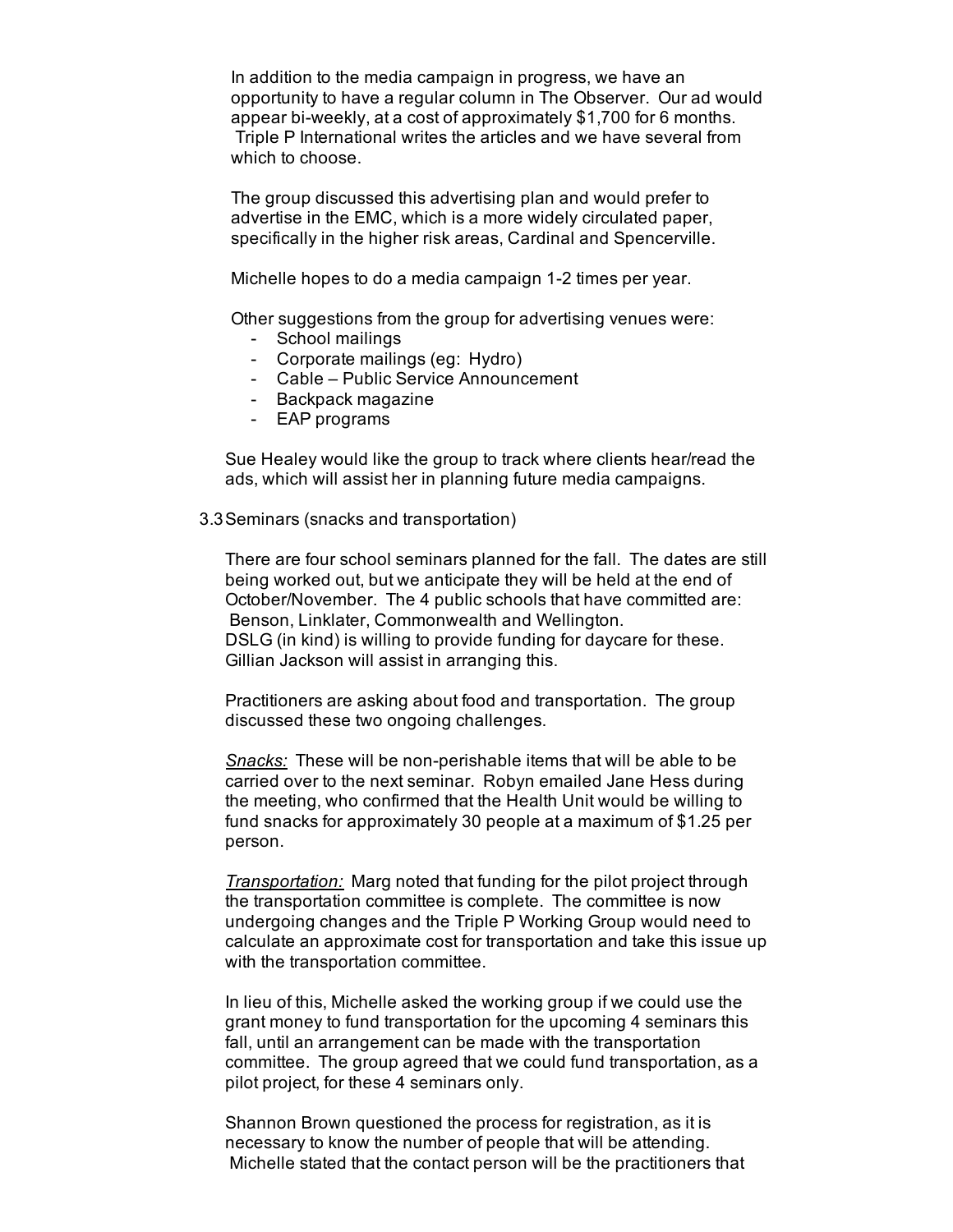In addition to the media campaign in progress, we have an opportunity to have a regular column in The Observer. Our ad would appear bi-weekly, at a cost of approximately $1,700 for 6 months. Triple P International writes the articles and we have several from which to choose.

The group discussed this advertising plan and would prefer to advertise in the EMC, which is a more widely circulated paper, specifically in the higher risk areas, Cardinal and Spencerville.

Michelle hopes to do a media campaign 1-2 times per year.

Other suggestions from the group for advertising venues were:

- School mailings
- Corporate mailings (eg: Hydro)
- Cable – Public Service Announcement
- Backpack magazine
- EAP programs

Sue Healey would like the group to track where clients hear/read the ads, which will assist her in planning future media campaigns.

3.3 Seminars (snacks and transportation)

There are four school seminars planned for the fall. The dates are still being worked out, but we anticipate they will be held at the end of October/November. The 4 public schools that have committed are: Benson, Linklater, Commonwealth and Wellington.
DSLG (in kind) is willing to provide funding for daycare for these. Gillian Jackson will assist in arranging this.

Practitioners are asking about food and transportation. The group discussed these two ongoing challenges.

*Snacks:* These will be non-perishable items that will be able to be carried over to the next seminar. Robyn emailed Jane Hess during the meeting, who confirmed that the Health Unit would be willing to fund snacks for approximately 30 people at a maximum of $1.25 per person.

*Transportation:* Marg noted that funding for the pilot project through the transportation committee is complete. The committee is now undergoing changes and the Triple P Working Group would need to calculate an approximate cost for transportation and take this issue up with the transportation committee.

In lieu of this, Michelle asked the working group if we could use the grant money to fund transportation for the upcoming 4 seminars this fall, until an arrangement can be made with the transportation committee. The group agreed that we could fund transportation, as a pilot project, for these 4 seminars only.

Shannon Brown questioned the process for registration, as it is necessary to know the number of people that will be attending. Michelle stated that the contact person will be the practitioners that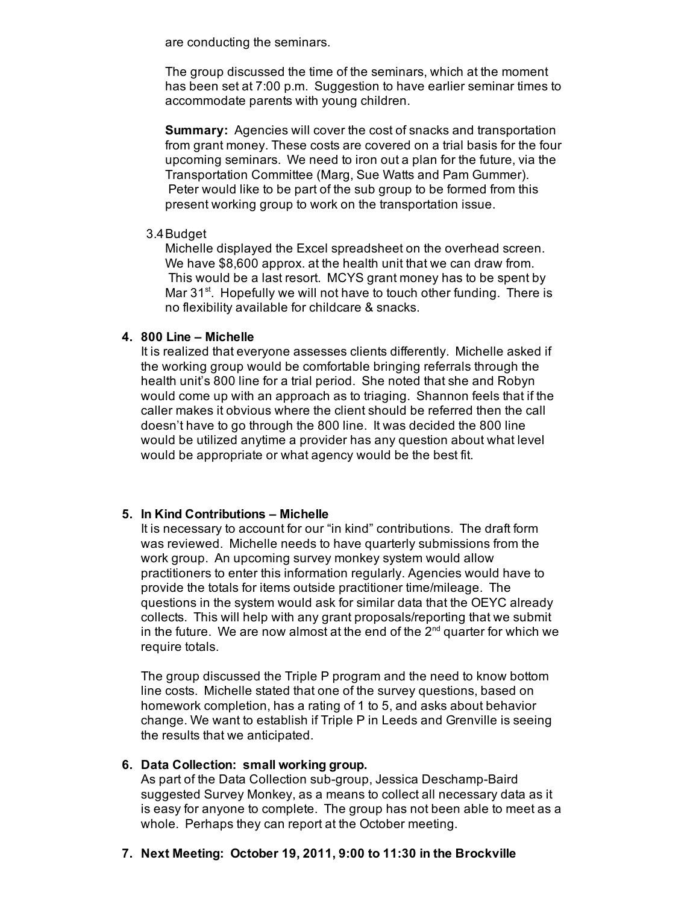are conducting the seminars.

The group discussed the time of the seminars, which at the moment has been set at 7:00 p.m. Suggestion to have earlier seminar times to accommodate parents with young children.

**Summary:** Agencies will cover the cost of snacks and transportation from grant money. These costs are covered on a trial basis for the four upcoming seminars. We need to iron out a plan for the future, via the Transportation Committee (Marg, Sue Watts and Pam Gummer). Peter would like to be part of the sub group to be formed from this present working group to work on the transportation issue.

3.4 Budget

Michelle displayed the Excel spreadsheet on the overhead screen. We have $8,600 approx. at the health unit that we can draw from. This would be a last resort. MCYS grant money has to be spent by Mar 31st. Hopefully we will not have to touch other funding. There is no flexibility available for childcare & snacks.

**4. 800 Line – Michelle**

It is realized that everyone assesses clients differently. Michelle asked if the working group would be comfortable bringing referrals through the health unit's 800 line for a trial period. She noted that she and Robyn would come up with an approach as to triaging. Shannon feels that if the caller makes it obvious where the client should be referred then the call doesn't have to go through the 800 line. It was decided the 800 line would be utilized anytime a provider has any question about what level would be appropriate or what agency would be the best fit.

**5. In Kind Contributions – Michelle**

It is necessary to account for our "in kind" contributions. The draft form was reviewed. Michelle needs to have quarterly submissions from the work group. An upcoming survey monkey system would allow practitioners to enter this information regularly. Agencies would have to provide the totals for items outside practitioner time/mileage. The questions in the system would ask for similar data that the OEYC already collects. This will help with any grant proposals/reporting that we submit in the future. We are now almost at the end of the 2nd quarter for which we require totals.

The group discussed the Triple P program and the need to know bottom line costs. Michelle stated that one of the survey questions, based on homework completion, has a rating of 1 to 5, and asks about behavior change. We want to establish if Triple P in Leeds and Grenville is seeing the results that we anticipated.

**6. Data Collection: small working group.**

As part of the Data Collection sub-group, Jessica Deschamp-Baird suggested Survey Monkey, as a means to collect all necessary data as it is easy for anyone to complete. The group has not been able to meet as a whole. Perhaps they can report at the October meeting.

**7. Next Meeting: October 19, 2011, 9:00 to 11:30 in the Brockville**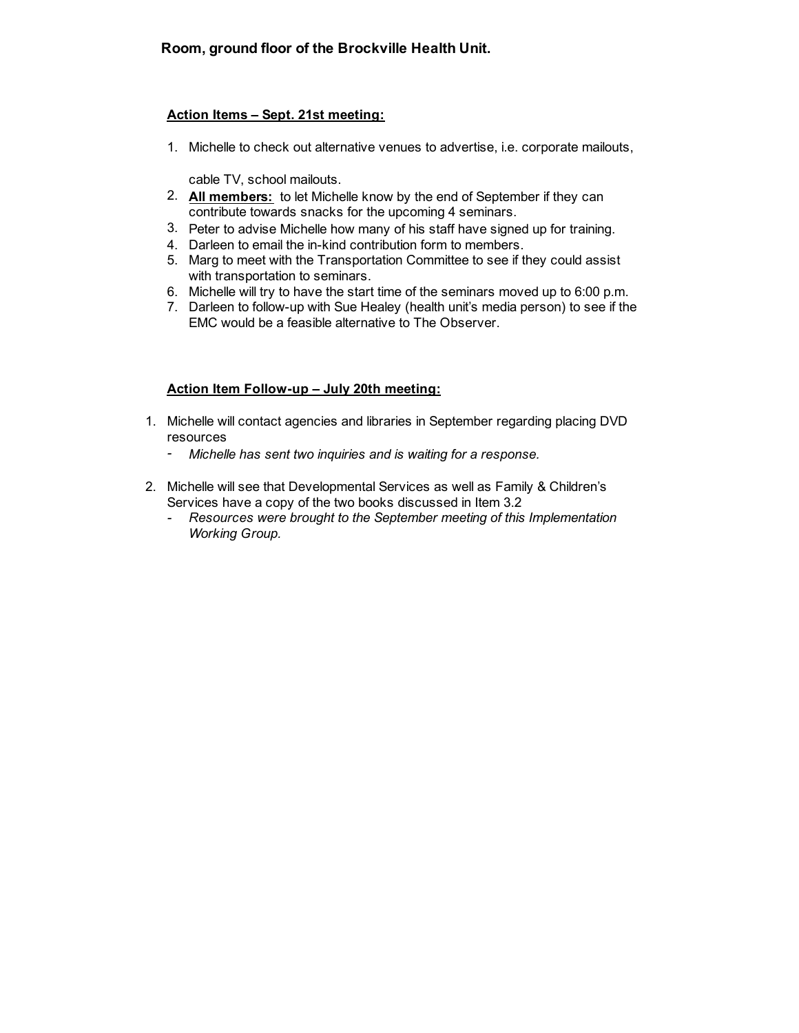**Room, ground floor of the Brockville Health Unit.**

**Action Items – Sept. 21st meeting:**

1. Michelle to check out alternative venues to advertise, i.e. corporate mailouts, cable TV, school mailouts.
2. **All members:** to let Michelle know by the end of September if they can contribute towards snacks for the upcoming 4 seminars.
3. Peter to advise Michelle how many of his staff have signed up for training.
4. Darleen to email the in-kind contribution form to members.
5. Marg to meet with the Transportation Committee to see if they could assist with transportation to seminars.
6. Michelle will try to have the start time of the seminars moved up to 6:00 p.m.
7. Darleen to follow-up with Sue Healey (health unit's media person) to see if the EMC would be a feasible alternative to The Observer.

**Action Item Follow-up – July 20th meeting:**

1. Michelle will contact agencies and libraries in September regarding placing DVD resources
   - *Michelle has sent two inquiries and is waiting for a response.*
2. Michelle will see that Developmental Services as well as Family & Children's Services have a copy of the two books discussed in Item 3.2
   - *Resources were brought to the September meeting of this Implementation Working Group.*